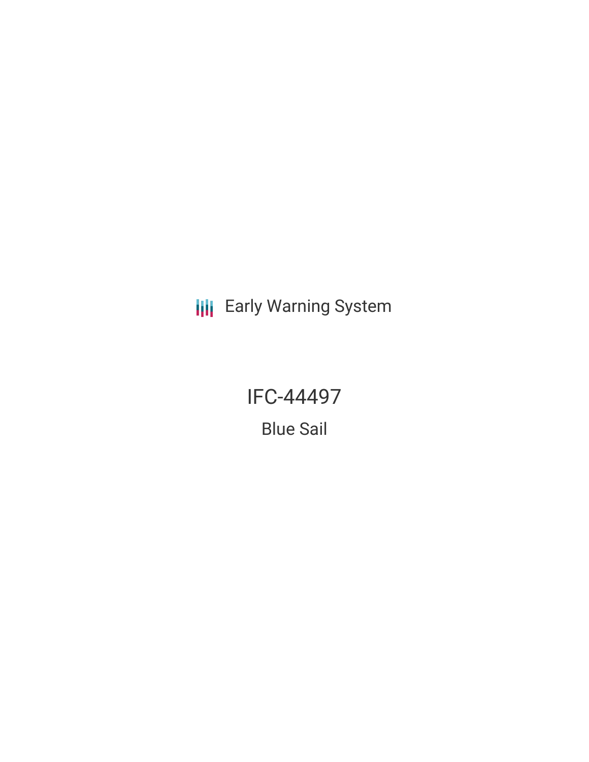Early Warning System

# IFC-44497

## Blue Sail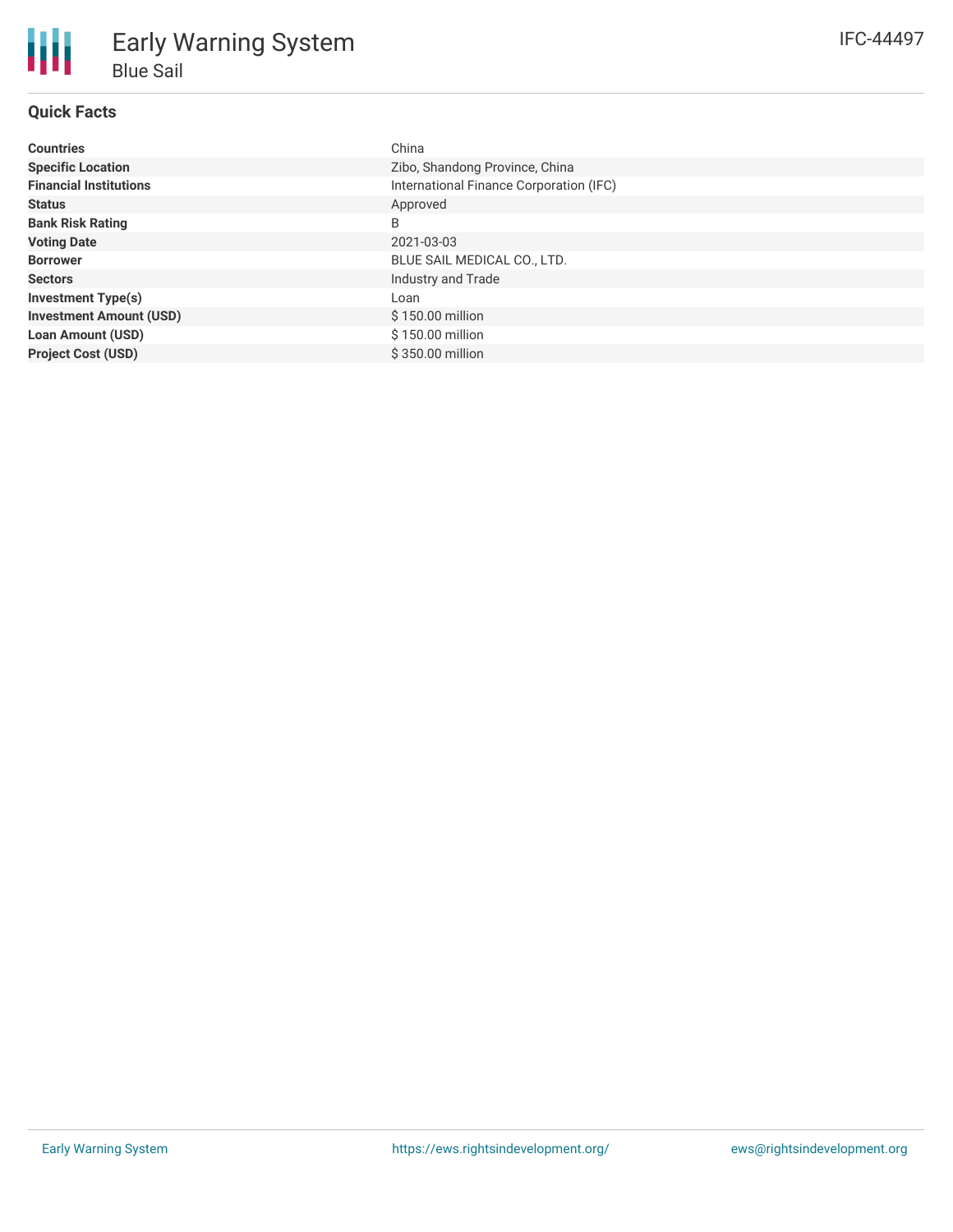# Early Warning System

## Blue Sail

IFC-44497

### Quick Facts

| | |
|---|---|
| **Countries** | China |
| **Specific Location** | Zibo, Shandong Province, China |
| **Financial Institutions** | International Finance Corporation (IFC) |
| **Status** | Approved |
| **Bank Risk Rating** | B |
| **Voting Date** | 2021-03-03 |
| **Borrower** | BLUE SAIL MEDICAL CO., LTD. |
| **Sectors** | Industry and Trade |
| **Investment Type(s)** | Loan |
| **Investment Amount (USD)** | $ 150.00 million |
| **Loan Amount (USD)** | $ 150.00 million |
| **Project Cost (USD)** | $ 350.00 million |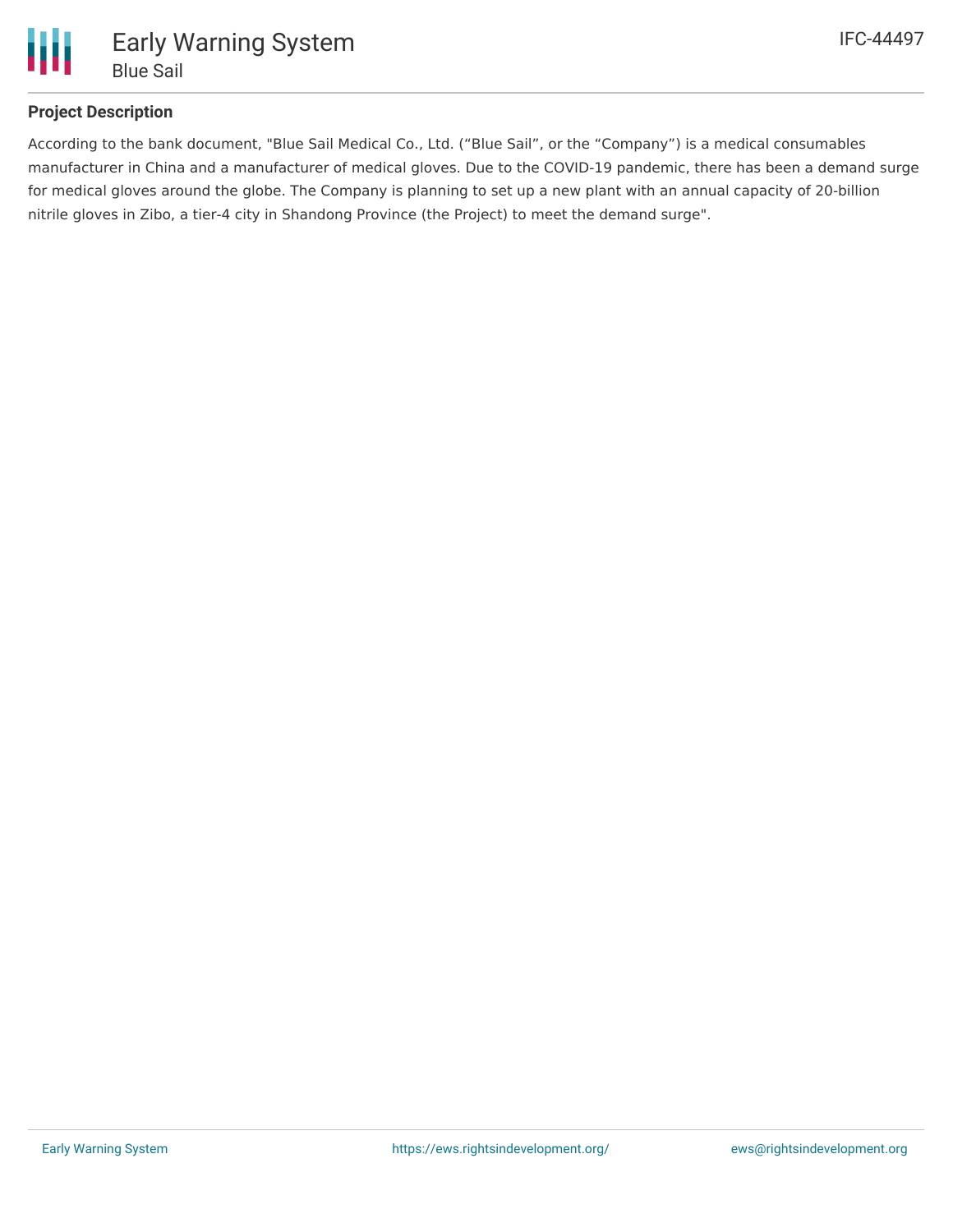## Project Description

According to the bank document, "Blue Sail Medical Co., Ltd. ("Blue Sail", or the "Company") is a medical consumables manufacturer in China and a manufacturer of medical gloves. Due to the COVID-19 pandemic, there has been a demand surge for medical gloves around the globe. The Company is planning to set up a new plant with an annual capacity of 20-billion nitrile gloves in Zibo, a tier-4 city in Shandong Province (the Project) to meet the demand surge".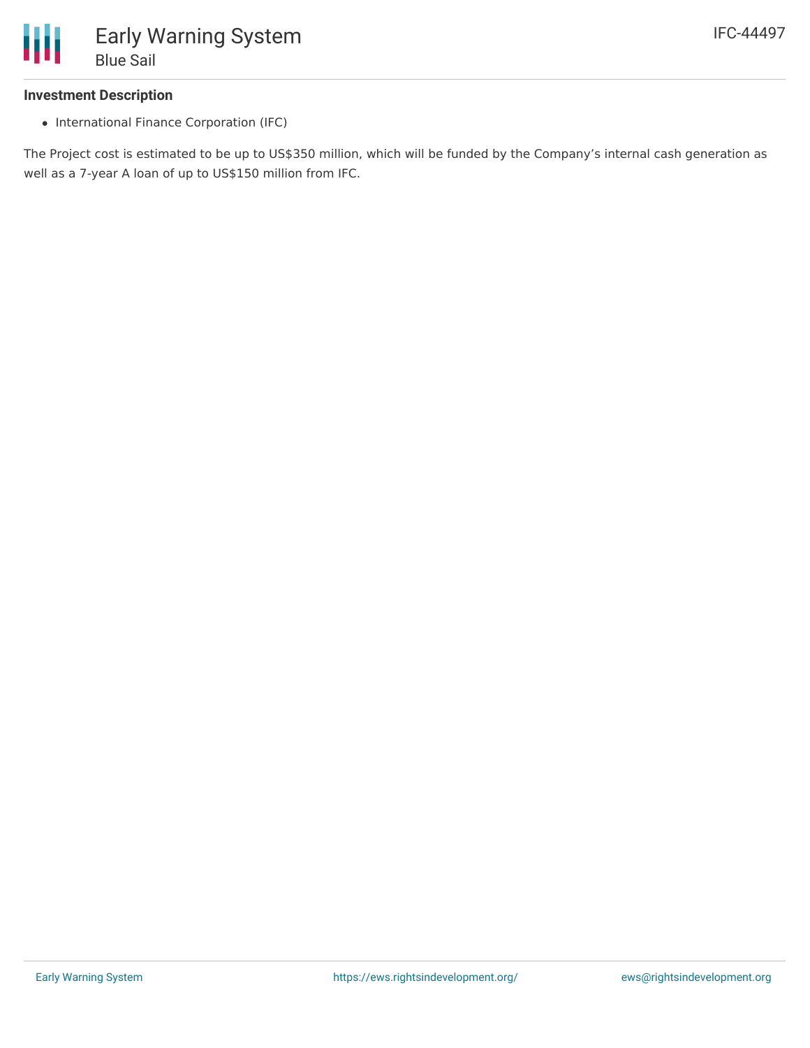### Investment Description

- International Finance Corporation (IFC)

The Project cost is estimated to be up to US$350 million, which will be funded by the Company's internal cash generation as well as a 7-year A loan of up to US$150 million from IFC.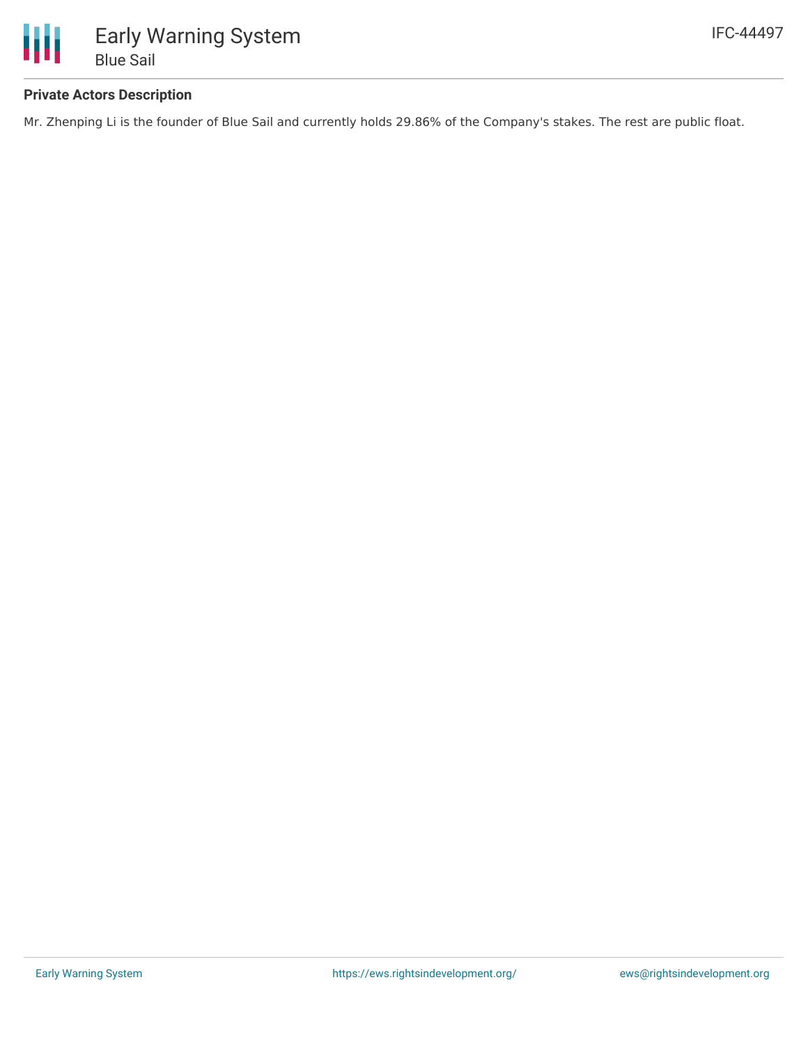**Private Actors Description**

Mr. Zhenping Li is the founder of Blue Sail and currently holds 29.86% of the Company's stakes. The rest are public float.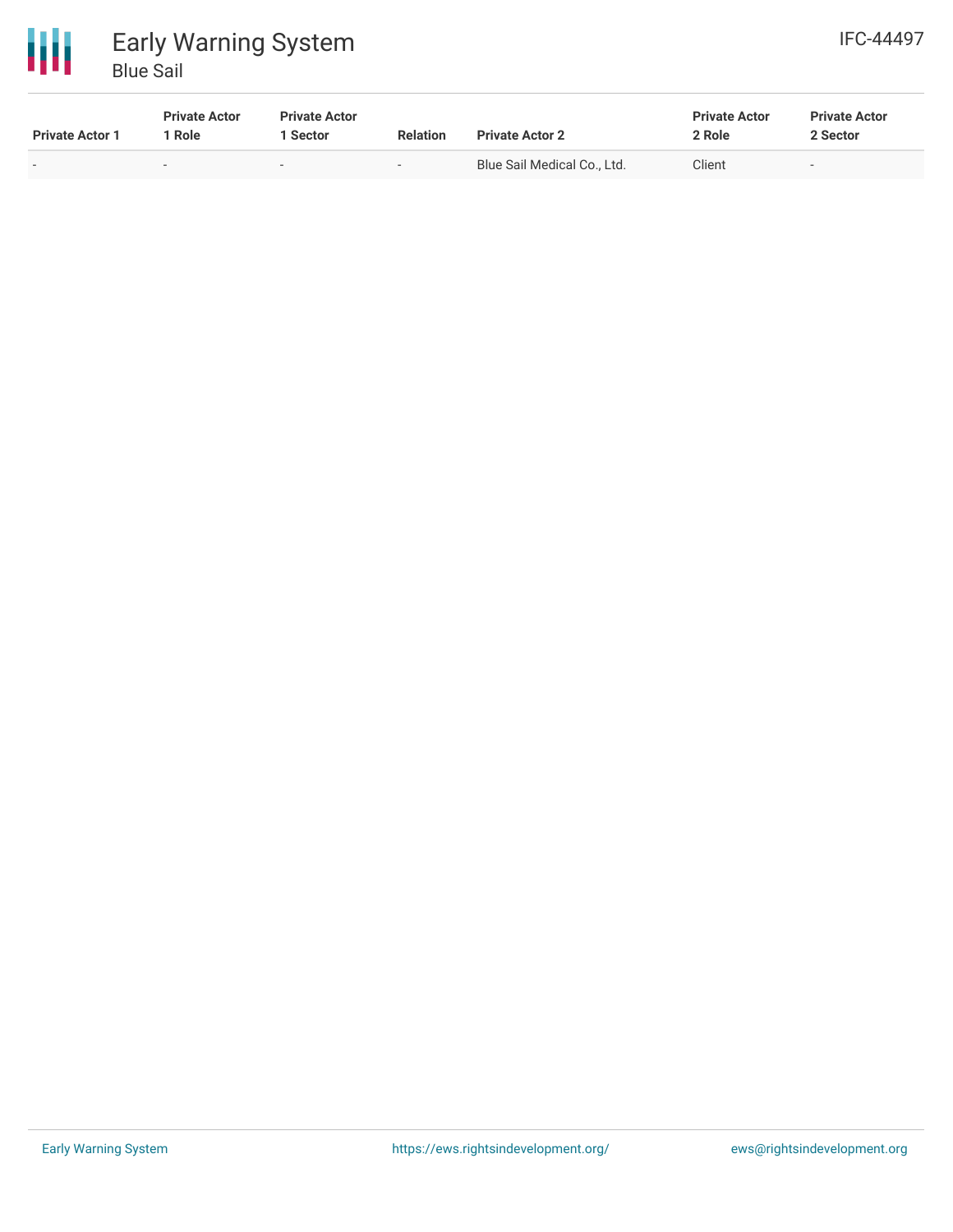| Private Actor 1 | Private Actor 1 Role | Private Actor 1 Sector | Relation | Private Actor 2 | Private Actor 2 Role | Private Actor 2 Sector |
|---|---|---|---|---|---|---|
| - | - | - | - | Blue Sail Medical Co., Ltd. | Client | - |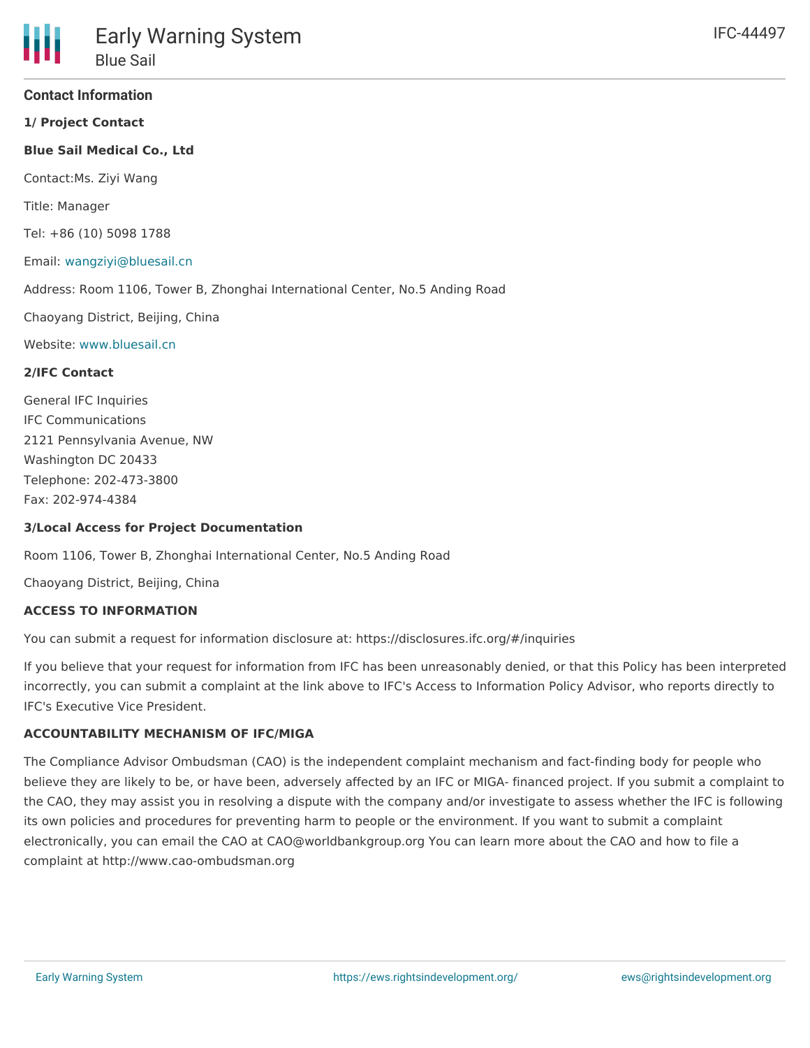## Contact Information

**1/ Project Contact**

**Blue Sail Medical Co., Ltd**

Contact:Ms. Ziyi Wang

Title: Manager

Tel: +86 (10) 5098 1788

Email: wangziyi@bluesail.cn

Address: Room 1106, Tower B, Zhonghai International Center, No.5 Anding Road

Chaoyang District, Beijing, China

Website: www.bluesail.cn

**2/IFC Contact**

General IFC Inquiries
IFC Communications
2121 Pennsylvania Avenue, NW
Washington DC 20433
Telephone: 202-473-3800
Fax: 202-974-4384

**3/Local Access for Project Documentation**

Room 1106, Tower B, Zhonghai International Center, No.5 Anding Road

Chaoyang District, Beijing, China

**ACCESS TO INFORMATION**

You can submit a request for information disclosure at: https://disclosures.ifc.org/#/inquiries

If you believe that your request for information from IFC has been unreasonably denied, or that this Policy has been interpreted incorrectly, you can submit a complaint at the link above to IFC's Access to Information Policy Advisor, who reports directly to IFC's Executive Vice President.

**ACCOUNTABILITY MECHANISM OF IFC/MIGA**

The Compliance Advisor Ombudsman (CAO) is the independent complaint mechanism and fact-finding body for people who believe they are likely to be, or have been, adversely affected by an IFC or MIGA- financed project. If you submit a complaint to the CAO, they may assist you in resolving a dispute with the company and/or investigate to assess whether the IFC is following its own policies and procedures for preventing harm to people or the environment. If you want to submit a complaint electronically, you can email the CAO at CAO@worldbankgroup.org You can learn more about the CAO and how to file a complaint at http://www.cao-ombudsman.org